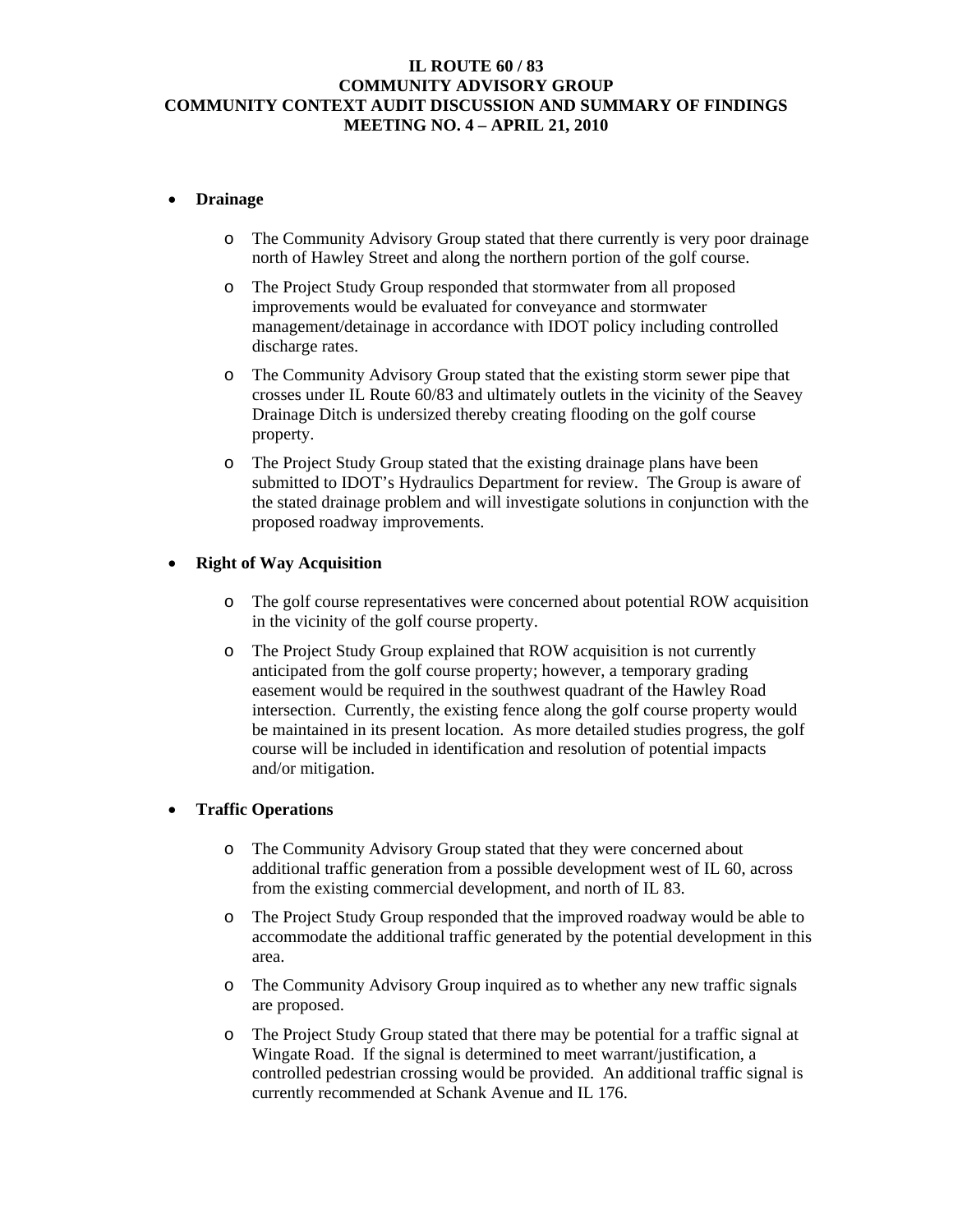# IL ROUTE 60 / 83
# COMMUNITY ADVISORY GROUP
# COMMUNITY CONTEXT AUDIT DISCUSSION AND SUMMARY OF FINDINGS
# MEETING NO. 4 – APRIL 21, 2010

- **Drainage**
  - The Community Advisory Group stated that there currently is very poor drainage north of Hawley Street and along the northern portion of the golf course.
  - The Project Study Group responded that stormwater from all proposed improvements would be evaluated for conveyance and stormwater management/detainage in accordance with IDOT policy including controlled discharge rates.
  - The Community Advisory Group stated that the existing storm sewer pipe that crosses under IL Route 60/83 and ultimately outlets in the vicinity of the Seavey Drainage Ditch is undersized thereby creating flooding on the golf course property.
  - The Project Study Group stated that the existing drainage plans have been submitted to IDOT's Hydraulics Department for review. The Group is aware of the stated drainage problem and will investigate solutions in conjunction with the proposed roadway improvements.

- **Right of Way Acquisition**
  - The golf course representatives were concerned about potential ROW acquisition in the vicinity of the golf course property.
  - The Project Study Group explained that ROW acquisition is not currently anticipated from the golf course property; however, a temporary grading easement would be required in the southwest quadrant of the Hawley Road intersection. Currently, the existing fence along the golf course property would be maintained in its present location. As more detailed studies progress, the golf course will be included in identification and resolution of potential impacts and/or mitigation.

- **Traffic Operations**
  - The Community Advisory Group stated that they were concerned about additional traffic generation from a possible development west of IL 60, across from the existing commercial development, and north of IL 83.
  - The Project Study Group responded that the improved roadway would be able to accommodate the additional traffic generated by the potential development in this area.
  - The Community Advisory Group inquired as to whether any new traffic signals are proposed.
  - The Project Study Group stated that there may be potential for a traffic signal at Wingate Road. If the signal is determined to meet warrant/justification, a controlled pedestrian crossing would be provided. An additional traffic signal is currently recommended at Schank Avenue and IL 176.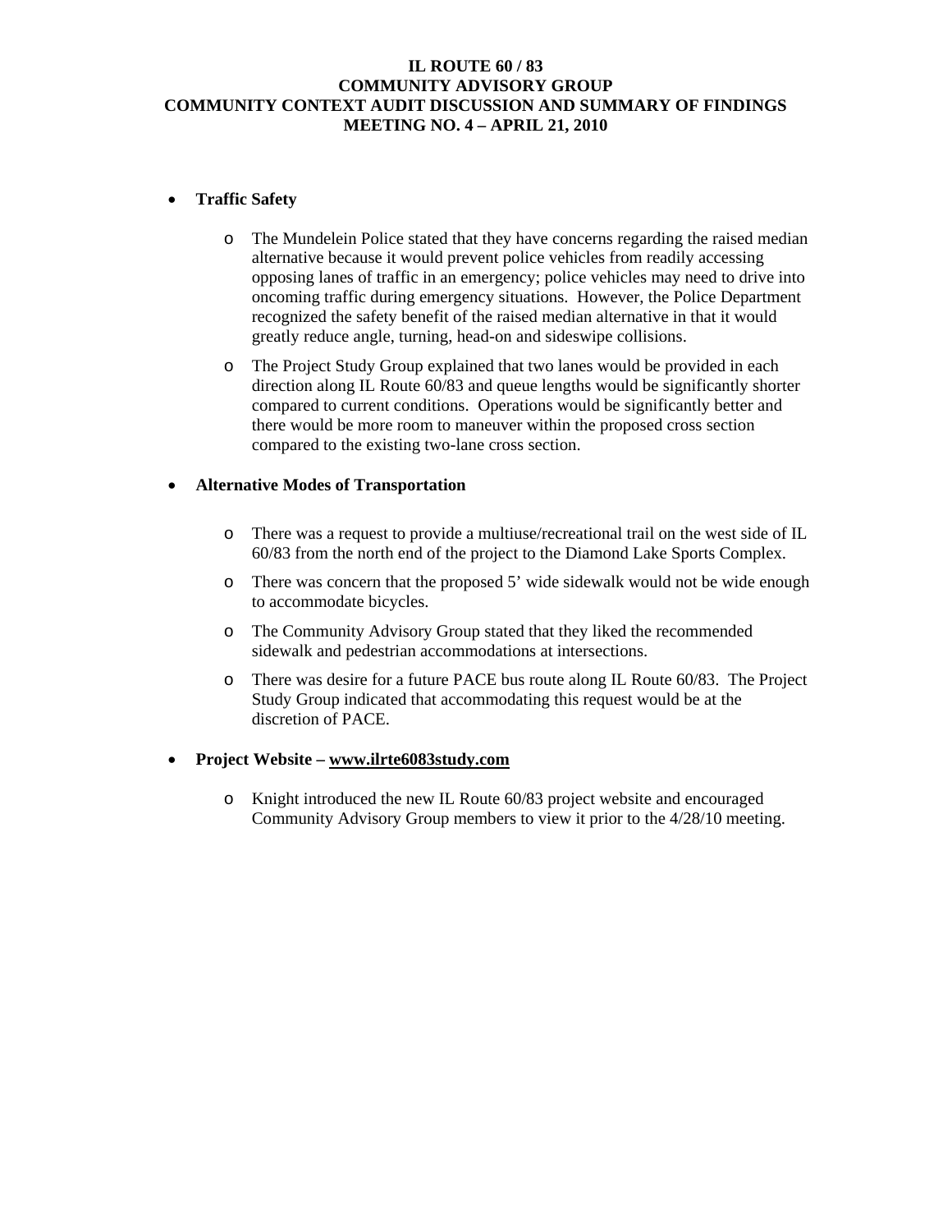**IL ROUTE 60 / 83**
**COMMUNITY ADVISORY GROUP**
**COMMUNITY CONTEXT AUDIT DISCUSSION AND SUMMARY OF FINDINGS**
**MEETING NO. 4 – APRIL 21, 2010**

- **Traffic Safety**
  - The Mundelein Police stated that they have concerns regarding the raised median alternative because it would prevent police vehicles from readily accessing opposing lanes of traffic in an emergency; police vehicles may need to drive into oncoming traffic during emergency situations. However, the Police Department recognized the safety benefit of the raised median alternative in that it would greatly reduce angle, turning, head-on and sideswipe collisions.
  - The Project Study Group explained that two lanes would be provided in each direction along IL Route 60/83 and queue lengths would be significantly shorter compared to current conditions. Operations would be significantly better and there would be more room to maneuver within the proposed cross section compared to the existing two-lane cross section.

- **Alternative Modes of Transportation**
  - There was a request to provide a multiuse/recreational trail on the west side of IL 60/83 from the north end of the project to the Diamond Lake Sports Complex.
  - There was concern that the proposed 5' wide sidewalk would not be wide enough to accommodate bicycles.
  - The Community Advisory Group stated that they liked the recommended sidewalk and pedestrian accommodations at intersections.
  - There was desire for a future PACE bus route along IL Route 60/83. The Project Study Group indicated that accommodating this request would be at the discretion of PACE.

- **Project Website – www.ilrte6083study.com**
  - Knight introduced the new IL Route 60/83 project website and encouraged Community Advisory Group members to view it prior to the 4/28/10 meeting.